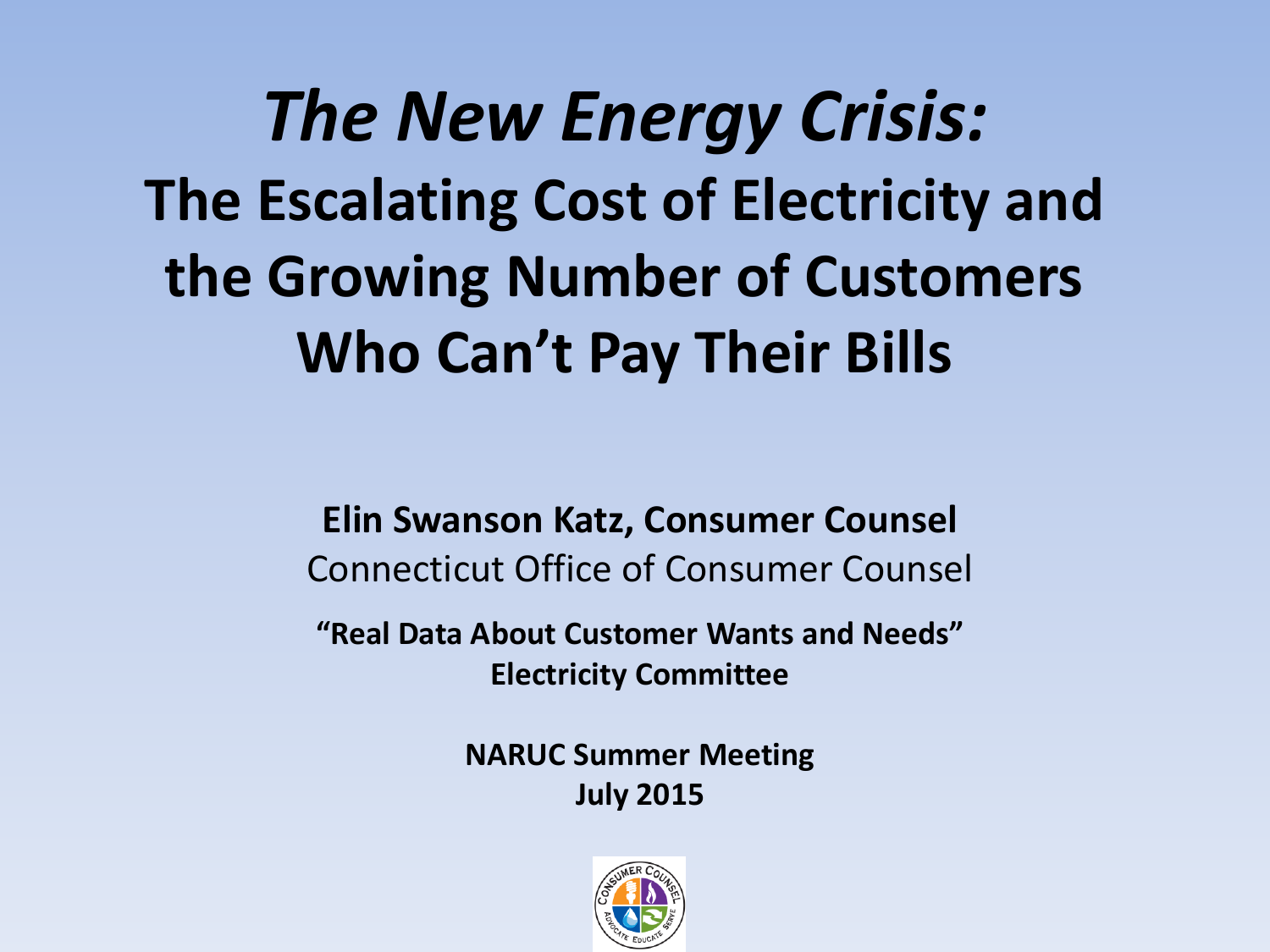# *The New Energy Crisis:* The Escalating Cost of Electricity and the Growing Number of Customers Who Can't Pay Their Bills

**Elin Swanson Katz, Consumer Counsel**
Connecticut Office of Consumer Counsel

**"Real Data About Customer Wants and Needs"**
**Electricity Committee**

**NARUC Summer Meeting**
**July 2015**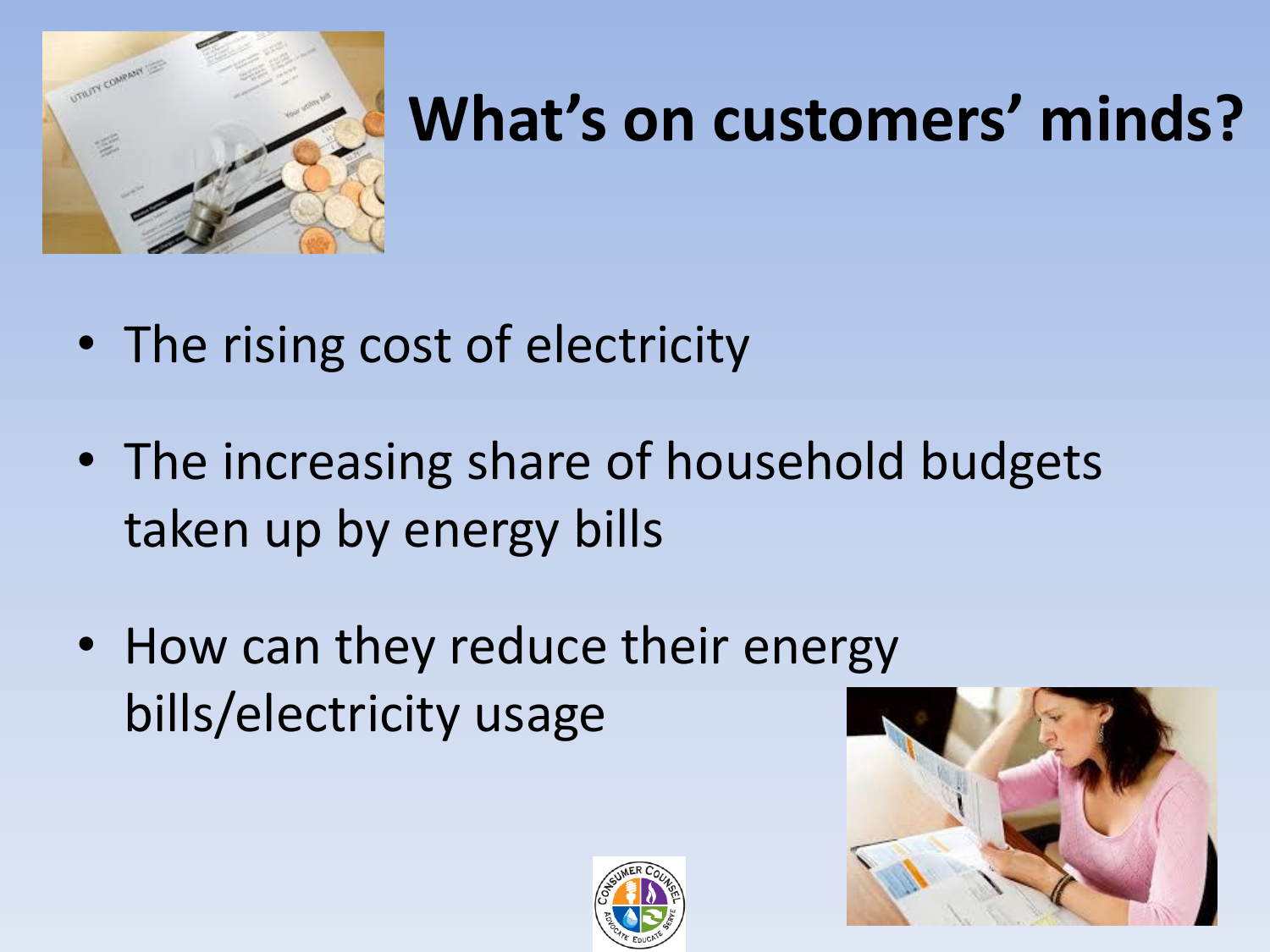# What's on customers' minds?

- The rising cost of electricity
- The increasing share of household budgets taken up by energy bills
- How can they reduce their energy bills/electricity usage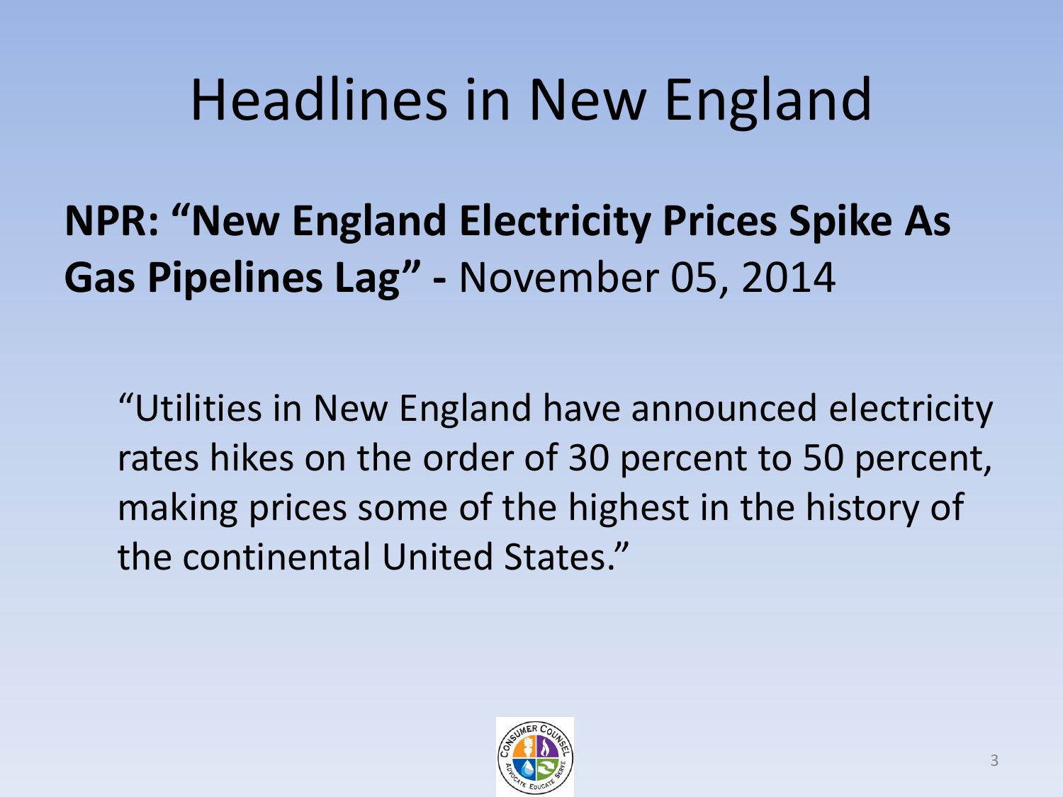# Headlines in New England

**NPR: "New England Electricity Prices Spike As Gas Pipelines Lag" -** November 05, 2014

"Utilities in New England have announced electricity rates hikes on the order of 30 percent to 50 percent, making prices some of the highest in the history of the continental United States."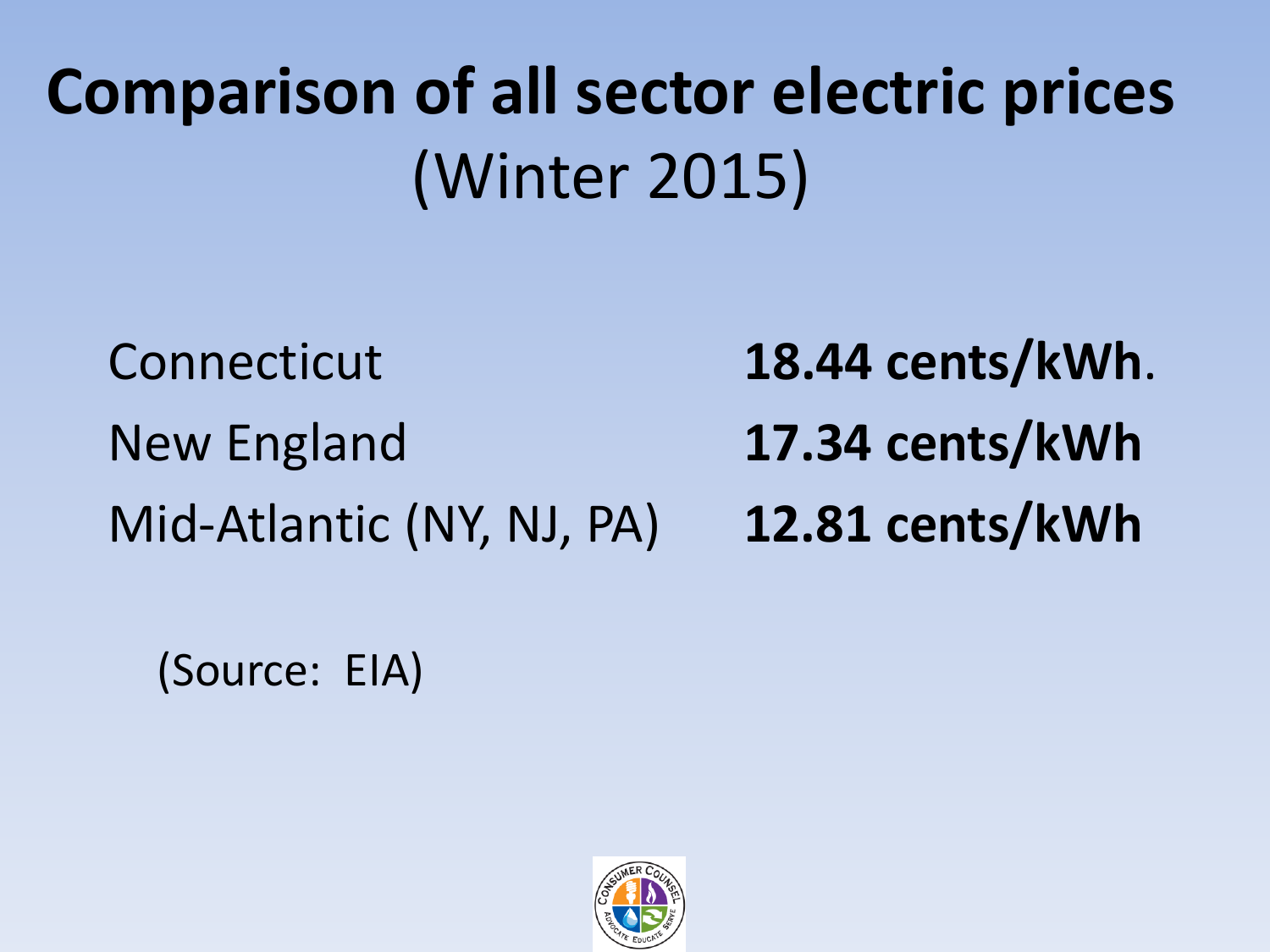# Comparison of all sector electric prices (Winter 2015)

| | |
|---|---|
| Connecticut | **18.44 cents/kWh**. |
| New England | **17.34 cents/kWh** |
| Mid-Atlantic (NY, NJ, PA) | **12.81 cents/kWh** |

(Source: EIA)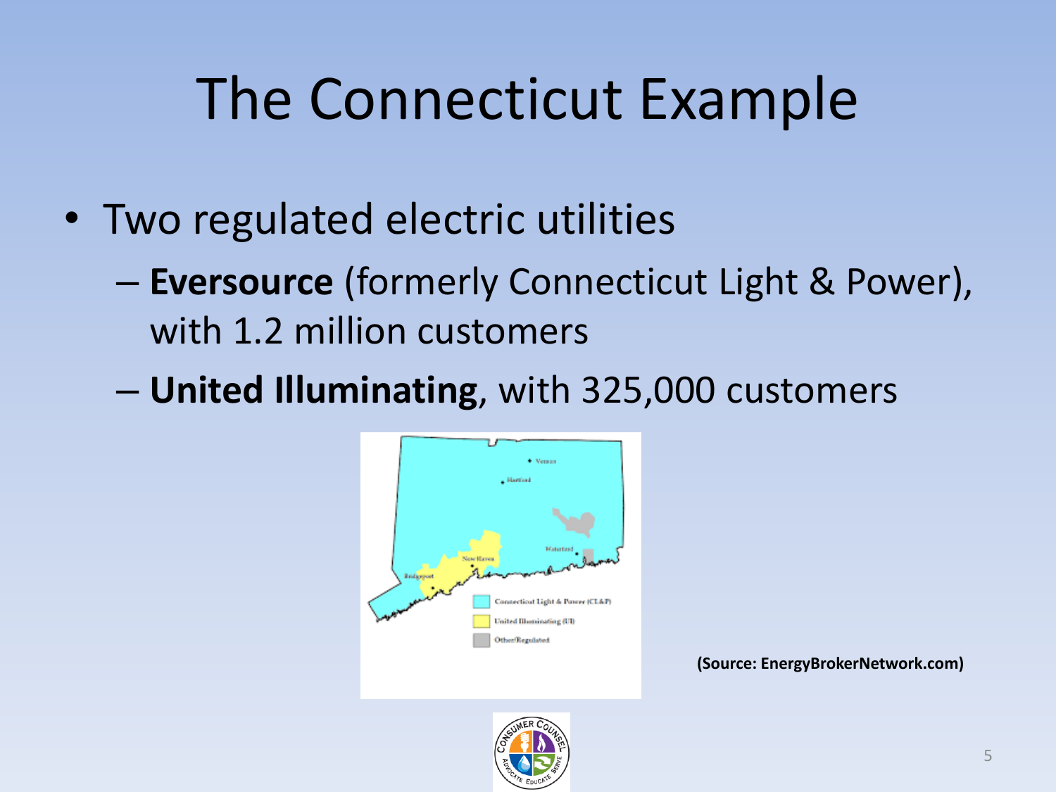# The Connecticut Example

- Two regulated electric utilities
  - **Eversource** (formerly Connecticut Light & Power), with 1.2 million customers
  - **United Illuminating**, with 325,000 customers

**(Source: EnergyBrokerNetwork.com)**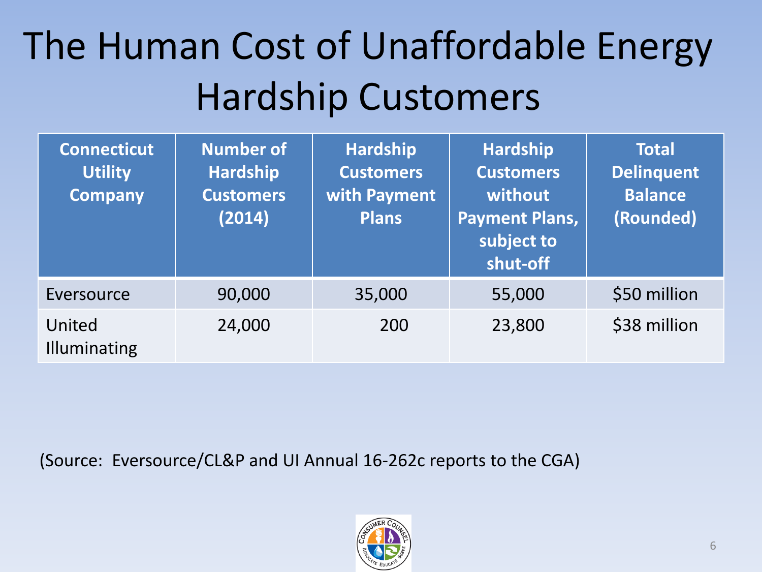# The Human Cost of Unaffordable Energy Hardship Customers

| Connecticut Utility Company | Number of Hardship Customers (2014) | Hardship Customers with Payment Plans | Hardship Customers without Payment Plans, subject to shut-off | Total Delinquent Balance (Rounded) |
|---|---|---|---|---|
| Eversource | 90,000 | 35,000 | 55,000 | $50 million |
| United Illuminating | 24,000 | 200 | 23,800 | $38 million |

(Source: Eversource/CL&P and UI Annual 16-262c reports to the CGA)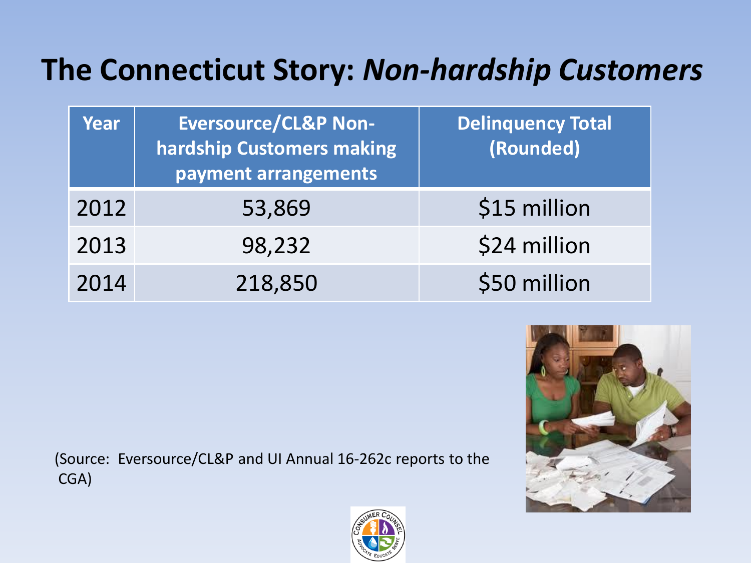# The Connecticut Story: *Non-hardship Customers*

| Year | Eversource/CL&P Non-hardship Customers making payment arrangements | Delinquency Total (Rounded) |
|---|---|---|
| 2012 | 53,869 | $15 million |
| 2013 | 98,232 | $24 million |
| 2014 | 218,850 | $50 million |

(Source: Eversource/CL&P and UI Annual 16-262c reports to the CGA)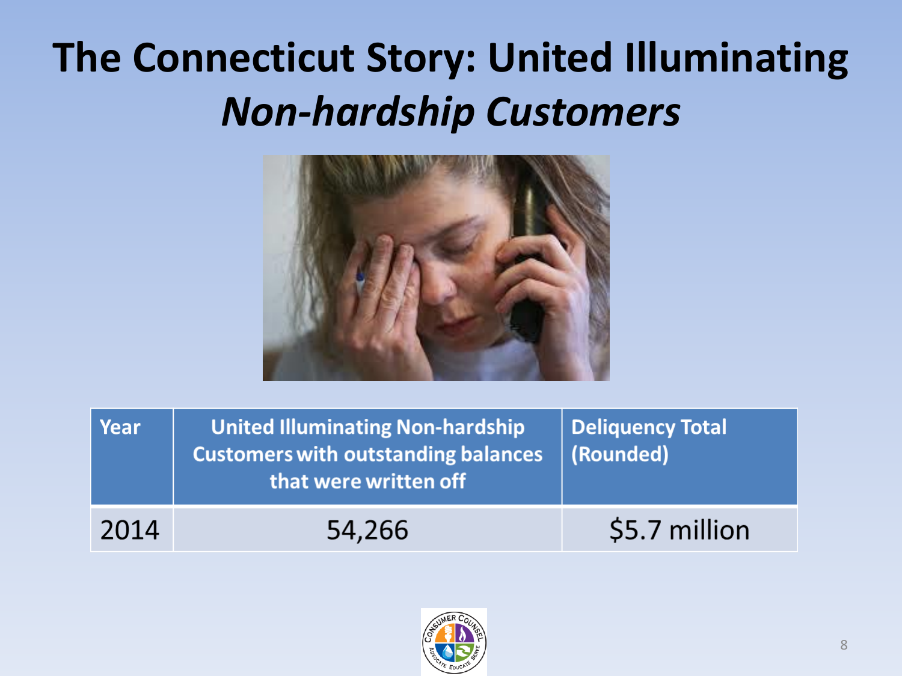# The Connecticut Story: United Illuminating *Non-hardship Customers*

| Year | United Illuminating Non-hardship Customers with outstanding balances that were written off | Deliquency Total (Rounded) |
|---|---|---|
| 2014 | 54,266 | $5.7 million |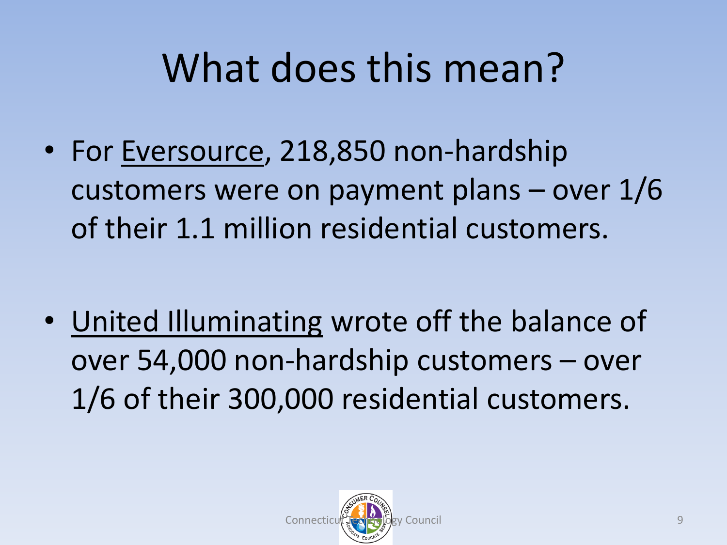# What does this mean?

- For Eversource, 218,850 non-hardship customers were on payment plans – over 1/6 of their 1.1 million residential customers.

- United Illuminating wrote off the balance of over 54,000 non-hardship customers – over 1/6 of their 300,000 residential customers.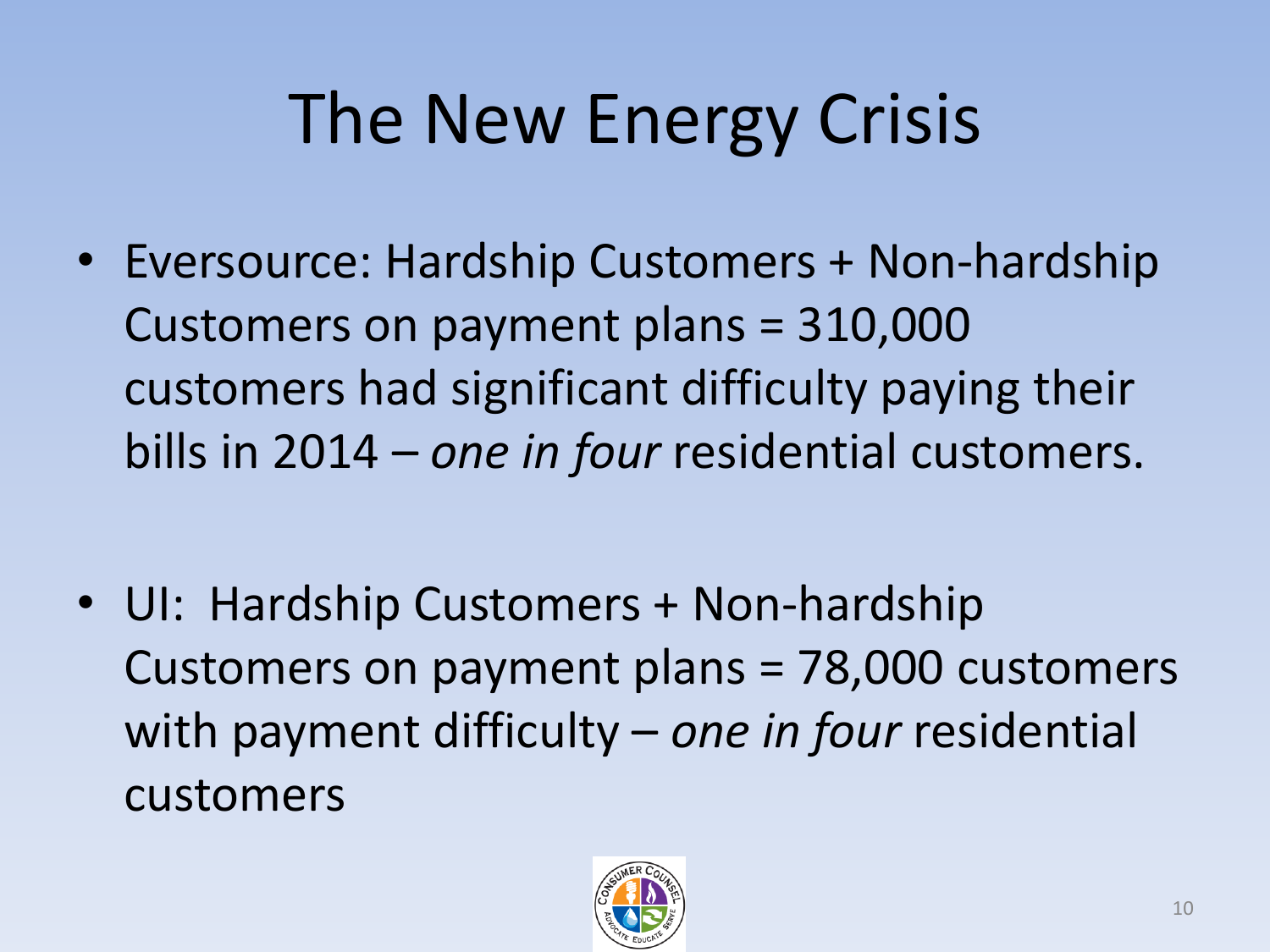# The New Energy Crisis

- Eversource: Hardship Customers + Non-hardship Customers on payment plans = 310,000 customers had significant difficulty paying their bills in 2014 – *one in four* residential customers.

- UI: Hardship Customers + Non-hardship Customers on payment plans = 78,000 customers with payment difficulty – *one in four* residential customers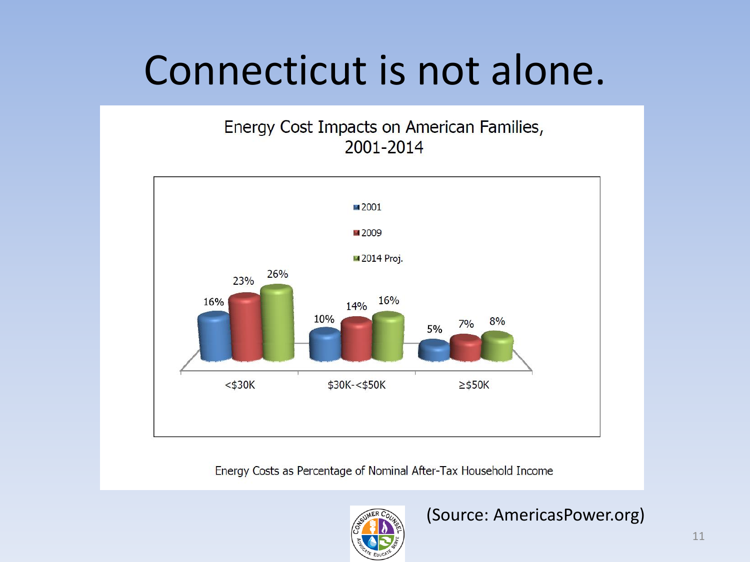# Connecticut is not alone.

**Energy Cost Impacts on American Families, 2001-2014**

| | 2001 | 2009 | 2014 Proj. |
|---|---|---|---|
| <$30K | 16% | 23% | 26% |
| $30K-<$50K | 10% | 14% | 16% |
| ≥$50K | 5% | 7% | 8% |

Energy Costs as Percentage of Nominal After-Tax Household Income

(Source: AmericasPower.org)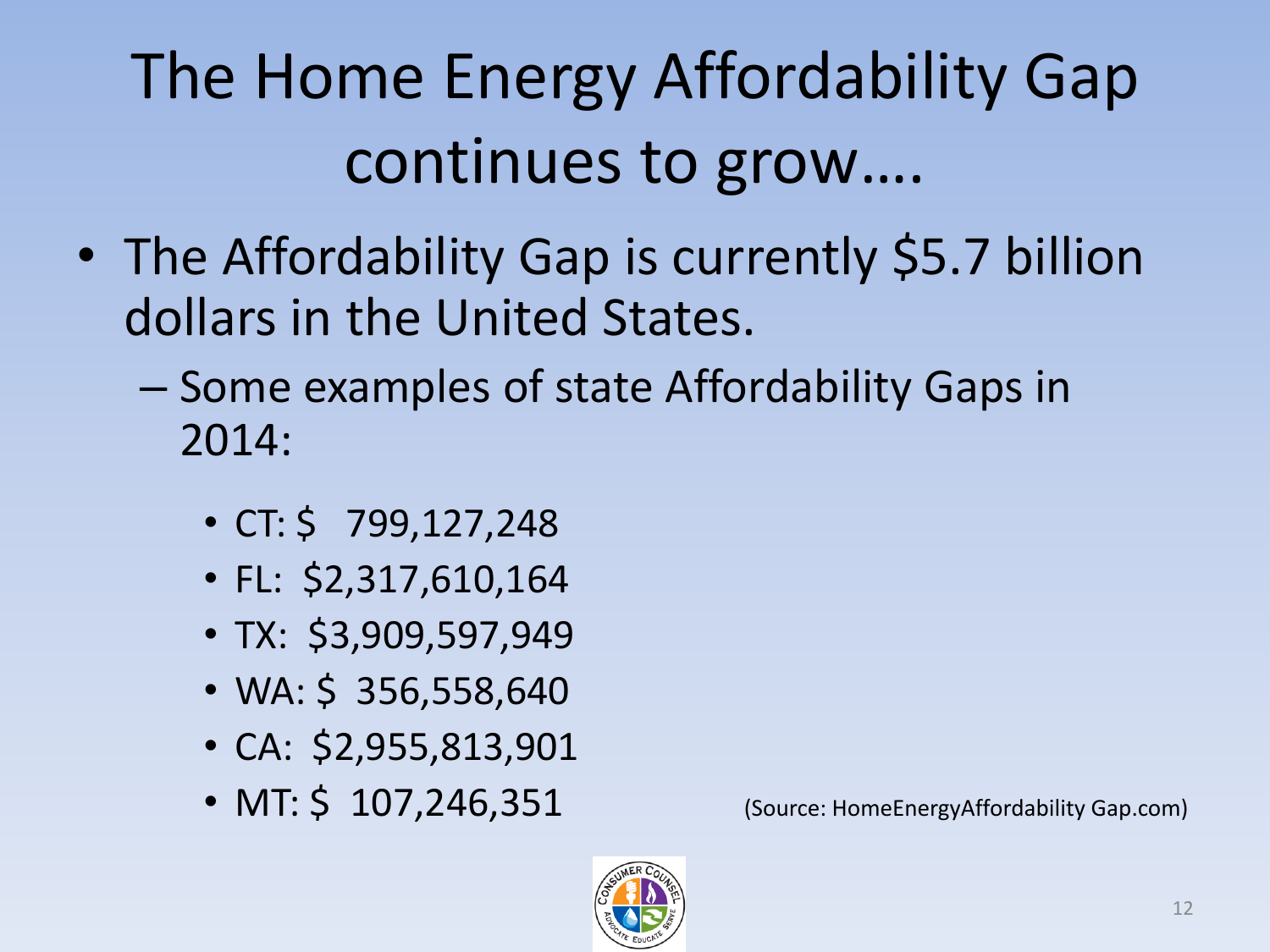# The Home Energy Affordability Gap continues to grow….

- The Affordability Gap is currently $5.7 billion dollars in the United States.
  - Some examples of state Affordability Gaps in 2014:
    - CT: $ 799,127,248
    - FL: $2,317,610,164
    - TX: $3,909,597,949
    - WA: $ 356,558,640
    - CA: $2,955,813,901
    - MT: $ 107,246,351

(Source: HomeEnergyAffordability Gap.com)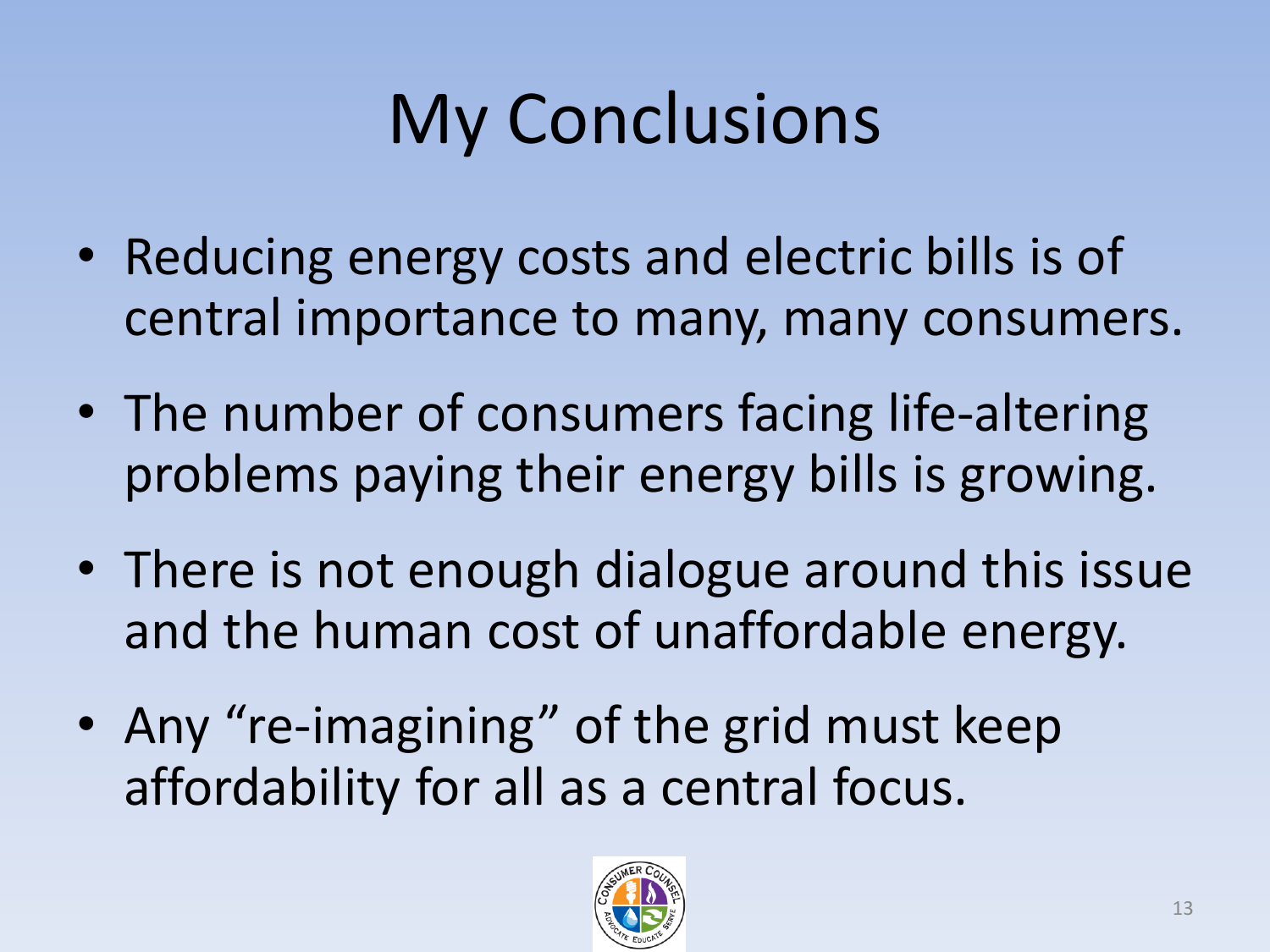# My Conclusions

- Reducing energy costs and electric bills is of central importance to many, many consumers.
- The number of consumers facing life-altering problems paying their energy bills is growing.
- There is not enough dialogue around this issue and the human cost of unaffordable energy.
- Any "re-imagining" of the grid must keep affordability for all as a central focus.